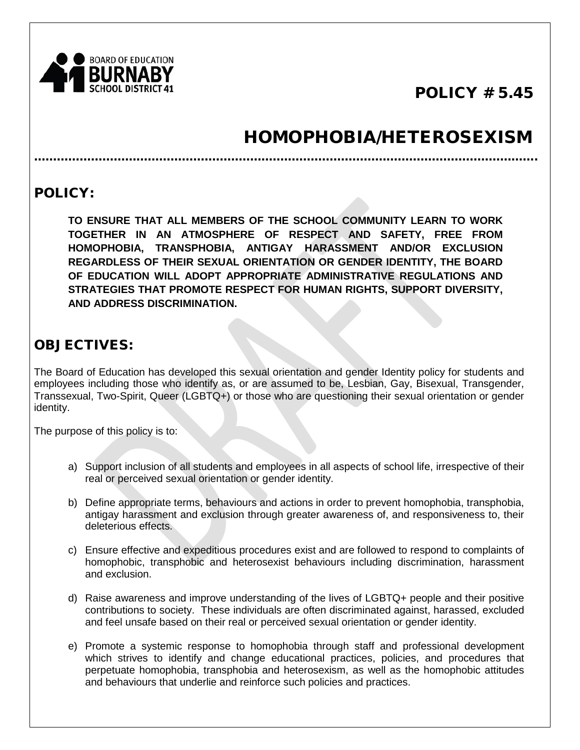BOARD OF EDUCATION
BURNABY
SCHOOL DISTRICT 41

# POLICY # 5.45

# HOMOPHOBIA/HETEROSEXISM

## POLICY:

**TO ENSURE THAT ALL MEMBERS OF THE SCHOOL COMMUNITY LEARN TO WORK TOGETHER IN AN ATMOSPHERE OF RESPECT AND SAFETY, FREE FROM HOMOPHOBIA, TRANSPHOBIA, ANTIGAY HARASSMENT AND/OR EXCLUSION REGARDLESS OF THEIR SEXUAL ORIENTATION OR GENDER IDENTITY, THE BOARD OF EDUCATION WILL ADOPT APPROPRIATE ADMINISTRATIVE REGULATIONS AND STRATEGIES THAT PROMOTE RESPECT FOR HUMAN RIGHTS, SUPPORT DIVERSITY, AND ADDRESS DISCRIMINATION.**

## OBJECTIVES:

The Board of Education has developed this sexual orientation and gender Identity policy for students and employees including those who identify as, or are assumed to be, Lesbian, Gay, Bisexual, Transgender, Transsexual, Two-Spirit, Queer (LGBTQ+) or those who are questioning their sexual orientation or gender identity.

The purpose of this policy is to:

a) Support inclusion of all students and employees in all aspects of school life, irrespective of their real or perceived sexual orientation or gender identity.

b) Define appropriate terms, behaviours and actions in order to prevent homophobia, transphobia, antigay harassment and exclusion through greater awareness of, and responsiveness to, their deleterious effects.

c) Ensure effective and expeditious procedures exist and are followed to respond to complaints of homophobic, transphobic and heterosexist behaviours including discrimination, harassment and exclusion.

d) Raise awareness and improve understanding of the lives of LGBTQ+ people and their positive contributions to society. These individuals are often discriminated against, harassed, excluded and feel unsafe based on their real or perceived sexual orientation or gender identity.

e) Promote a systemic response to homophobia through staff and professional development which strives to identify and change educational practices, policies, and procedures that perpetuate homophobia, transphobia and heterosexism, as well as the homophobic attitudes and behaviours that underlie and reinforce such policies and practices.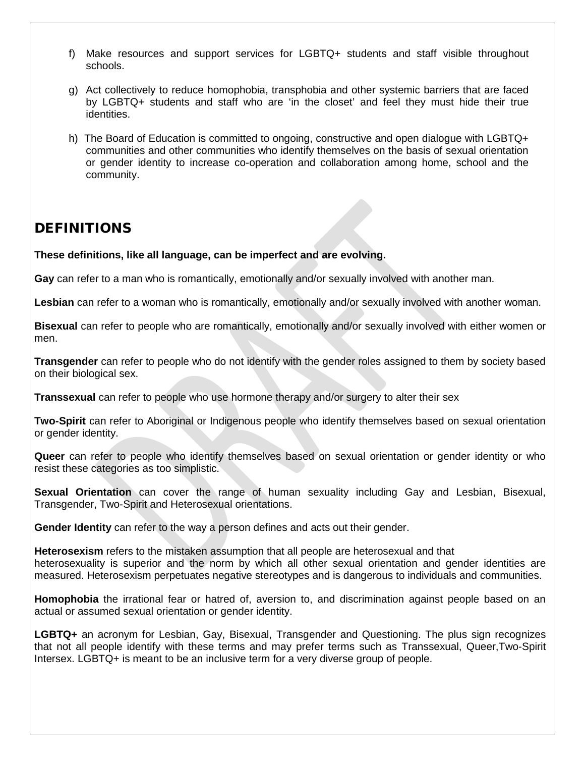f) Make resources and support services for LGBTQ+ students and staff visible throughout schools.

g) Act collectively to reduce homophobia, transphobia and other systemic barriers that are faced by LGBTQ+ students and staff who are 'in the closet' and feel they must hide their true identities.

h) The Board of Education is committed to ongoing, constructive and open dialogue with LGBTQ+ communities and other communities who identify themselves on the basis of sexual orientation or gender identity to increase co-operation and collaboration among home, school and the community.

## DEFINITIONS

**These definitions, like all language, can be imperfect and are evolving.**

**Gay** can refer to a man who is romantically, emotionally and/or sexually involved with another man.

**Lesbian** can refer to a woman who is romantically, emotionally and/or sexually involved with another woman.

**Bisexual** can refer to people who are romantically, emotionally and/or sexually involved with either women or men.

**Transgender** can refer to people who do not identify with the gender roles assigned to them by society based on their biological sex.

**Transsexual** can refer to people who use hormone therapy and/or surgery to alter their sex

**Two-Spirit** can refer to Aboriginal or Indigenous people who identify themselves based on sexual orientation or gender identity.

**Queer** can refer to people who identify themselves based on sexual orientation or gender identity or who resist these categories as too simplistic.

**Sexual Orientation** can cover the range of human sexuality including Gay and Lesbian, Bisexual, Transgender, Two-Spirit and Heterosexual orientations.

**Gender Identity** can refer to the way a person defines and acts out their gender.

**Heterosexism** refers to the mistaken assumption that all people are heterosexual and that heterosexuality is superior and the norm by which all other sexual orientation and gender identities are measured. Heterosexism perpetuates negative stereotypes and is dangerous to individuals and communities.

**Homophobia** the irrational fear or hatred of, aversion to, and discrimination against people based on an actual or assumed sexual orientation or gender identity.

**LGBTQ+** an acronym for Lesbian, Gay, Bisexual, Transgender and Questioning. The plus sign recognizes that not all people identify with these terms and may prefer terms such as Transsexual, Queer,Two-Spirit Intersex. LGBTQ+ is meant to be an inclusive term for a very diverse group of people.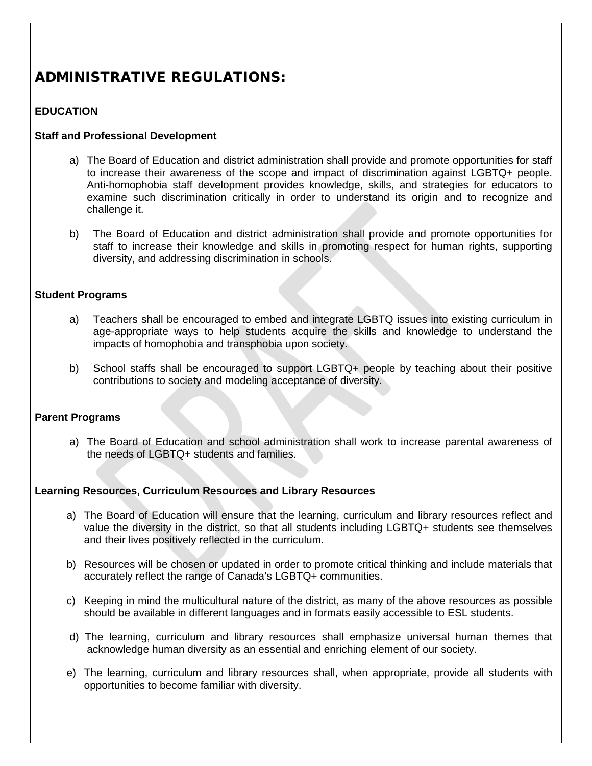# ADMINISTRATIVE REGULATIONS:

### EDUCATION

**Staff and Professional Development**

a) The Board of Education and district administration shall provide and promote opportunities for staff to increase their awareness of the scope and impact of discrimination against LGBTQ+ people. Anti-homophobia staff development provides knowledge, skills, and strategies for educators to examine such discrimination critically in order to understand its origin and to recognize and challenge it.

b) The Board of Education and district administration shall provide and promote opportunities for staff to increase their knowledge and skills in promoting respect for human rights, supporting diversity, and addressing discrimination in schools.

**Student Programs**

a) Teachers shall be encouraged to embed and integrate LGBTQ issues into existing curriculum in age-appropriate ways to help students acquire the skills and knowledge to understand the impacts of homophobia and transphobia upon society.

b) School staffs shall be encouraged to support LGBTQ+ people by teaching about their positive contributions to society and modeling acceptance of diversity.

**Parent Programs**

a) The Board of Education and school administration shall work to increase parental awareness of the needs of LGBTQ+ students and families.

**Learning Resources, Curriculum Resources and Library Resources**

a) The Board of Education will ensure that the learning, curriculum and library resources reflect and value the diversity in the district, so that all students including LGBTQ+ students see themselves and their lives positively reflected in the curriculum.

b) Resources will be chosen or updated in order to promote critical thinking and include materials that accurately reflect the range of Canada's LGBTQ+ communities.

c) Keeping in mind the multicultural nature of the district, as many of the above resources as possible should be available in different languages and in formats easily accessible to ESL students.

d) The learning, curriculum and library resources shall emphasize universal human themes that acknowledge human diversity as an essential and enriching element of our society.

e) The learning, curriculum and library resources shall, when appropriate, provide all students with opportunities to become familiar with diversity.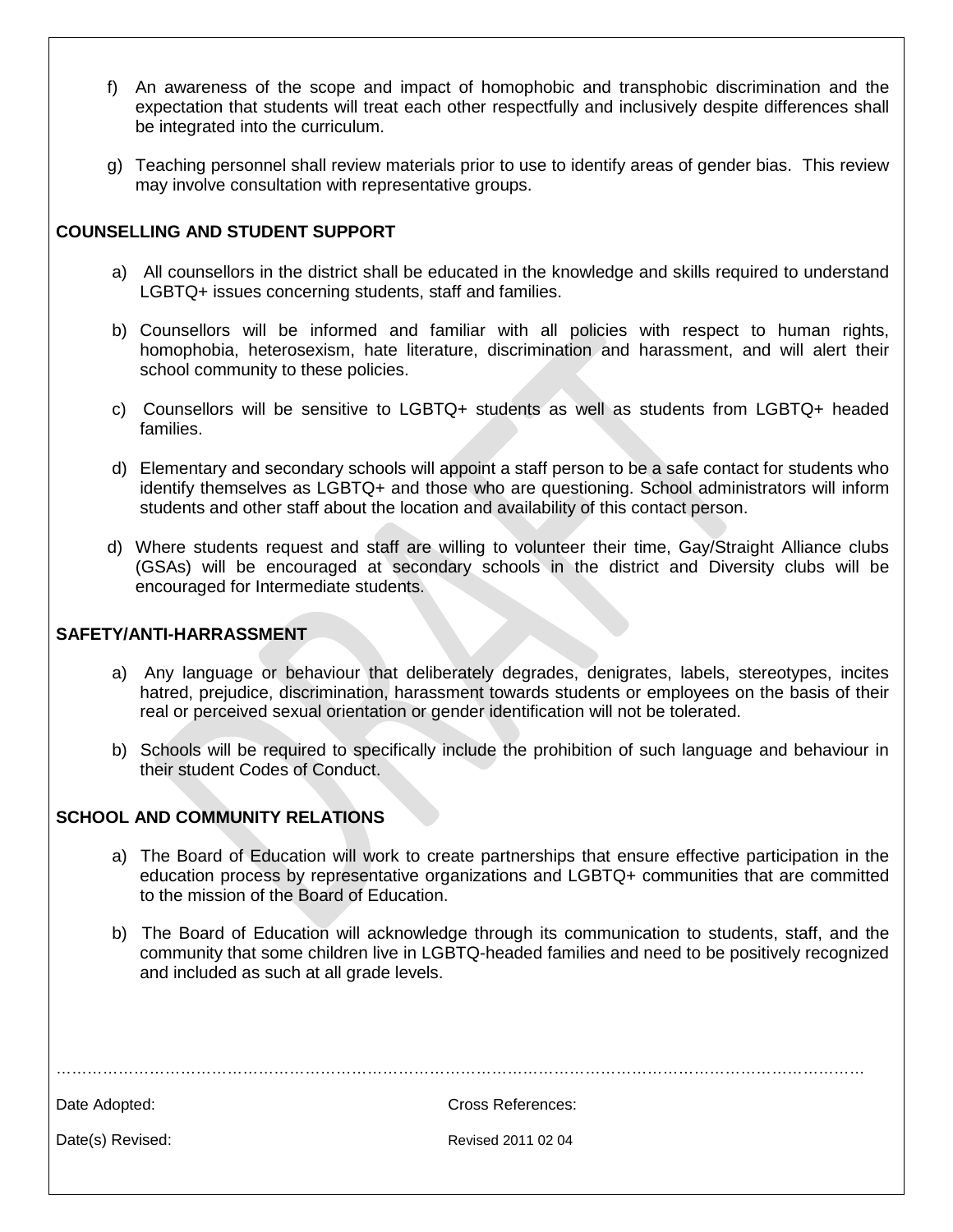f) An awareness of the scope and impact of homophobic and transphobic discrimination and the expectation that students will treat each other respectfully and inclusively despite differences shall be integrated into the curriculum.

g) Teaching personnel shall review materials prior to use to identify areas of gender bias. This review may involve consultation with representative groups.

**COUNSELLING AND STUDENT SUPPORT**

a) All counsellors in the district shall be educated in the knowledge and skills required to understand LGBTQ+ issues concerning students, staff and families.

b) Counsellors will be informed and familiar with all policies with respect to human rights, homophobia, heterosexism, hate literature, discrimination and harassment, and will alert their school community to these policies.

c) Counsellors will be sensitive to LGBTQ+ students as well as students from LGBTQ+ headed families.

d) Elementary and secondary schools will appoint a staff person to be a safe contact for students who identify themselves as LGBTQ+ and those who are questioning. School administrators will inform students and other staff about the location and availability of this contact person.

d) Where students request and staff are willing to volunteer their time, Gay/Straight Alliance clubs (GSAs) will be encouraged at secondary schools in the district and Diversity clubs will be encouraged for Intermediate students.

**SAFETY/ANTI-HARRASSMENT**

a) Any language or behaviour that deliberately degrades, denigrates, labels, stereotypes, incites hatred, prejudice, discrimination, harassment towards students or employees on the basis of their real or perceived sexual orientation or gender identification will not be tolerated.

b) Schools will be required to specifically include the prohibition of such language and behaviour in their student Codes of Conduct.

**SCHOOL AND COMMUNITY RELATIONS**

a) The Board of Education will work to create partnerships that ensure effective participation in the education process by representative organizations and LGBTQ+ communities that are committed to the mission of the Board of Education.

b) The Board of Education will acknowledge through its communication to students, staff, and the community that some children live in LGBTQ-headed families and need to be positively recognized and included as such at all grade levels.

……………………………………………………………………………………………………………………………

| | |
|---|---|
| Date Adopted: | Cross References: |
| Date(s) Revised: | Revised 2011 02 04 |